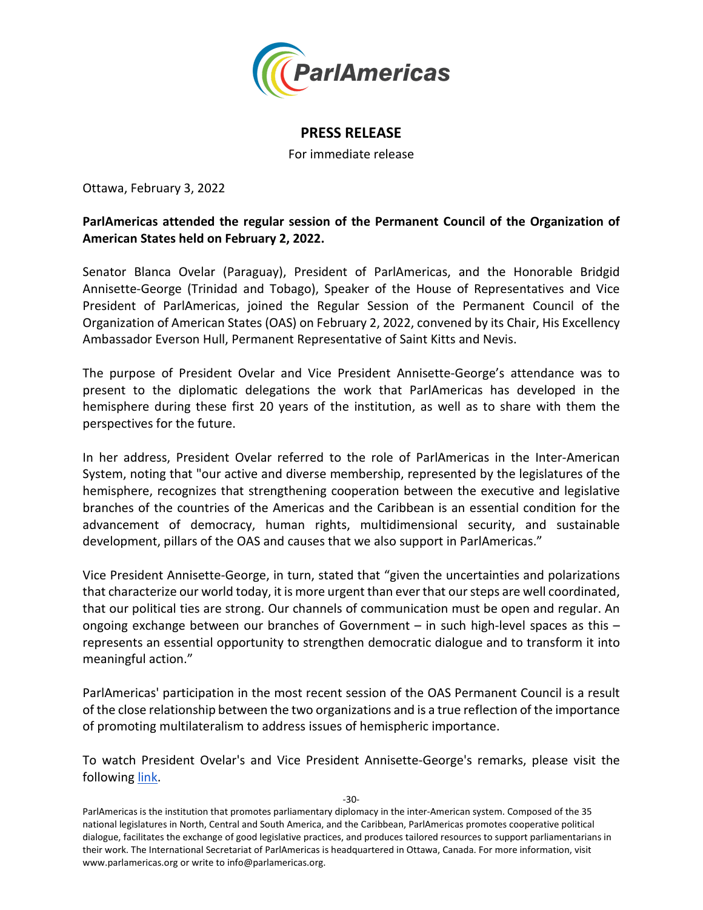ParlAmericas

# PRESS RELEASE

For immediate release

Ottawa, February 3, 2022

**ParlAmericas attended the regular session of the Permanent Council of the Organization of American States held on February 2, 2022.**

Senator Blanca Ovelar (Paraguay), President of ParlAmericas, and the Honorable Bridgid Annisette-George (Trinidad and Tobago), Speaker of the House of Representatives and Vice President of ParlAmericas, joined the Regular Session of the Permanent Council of the Organization of American States (OAS) on February 2, 2022, convened by its Chair, His Excellency Ambassador Everson Hull, Permanent Representative of Saint Kitts and Nevis.

The purpose of President Ovelar and Vice President Annisette-George's attendance was to present to the diplomatic delegations the work that ParlAmericas has developed in the hemisphere during these first 20 years of the institution, as well as to share with them the perspectives for the future.

In her address, President Ovelar referred to the role of ParlAmericas in the Inter-American System, noting that "our active and diverse membership, represented by the legislatures of the hemisphere, recognizes that strengthening cooperation between the executive and legislative branches of the countries of the Americas and the Caribbean is an essential condition for the advancement of democracy, human rights, multidimensional security, and sustainable development, pillars of the OAS and causes that we also support in ParlAmericas."

Vice President Annisette-George, in turn, stated that "given the uncertainties and polarizations that characterize our world today, it is more urgent than ever that our steps are well coordinated, that our political ties are strong. Our channels of communication must be open and regular. An ongoing exchange between our branches of Government – in such high-level spaces as this – represents an essential opportunity to strengthen democratic dialogue and to transform it into meaningful action."

ParlAmericas' participation in the most recent session of the OAS Permanent Council is a result of the close relationship between the two organizations and is a true reflection of the importance of promoting multilateralism to address issues of hemispheric importance.

To watch President Ovelar's and Vice President Annisette-George's remarks, please visit the following link.

-30-

ParlAmericas is the institution that promotes parliamentary diplomacy in the inter-American system. Composed of the 35 national legislatures in North, Central and South America, and the Caribbean, ParlAmericas promotes cooperative political dialogue, facilitates the exchange of good legislative practices, and produces tailored resources to support parliamentarians in their work. The International Secretariat of ParlAmericas is headquartered in Ottawa, Canada. For more information, visit www.parlamericas.org or write to info@parlamericas.org.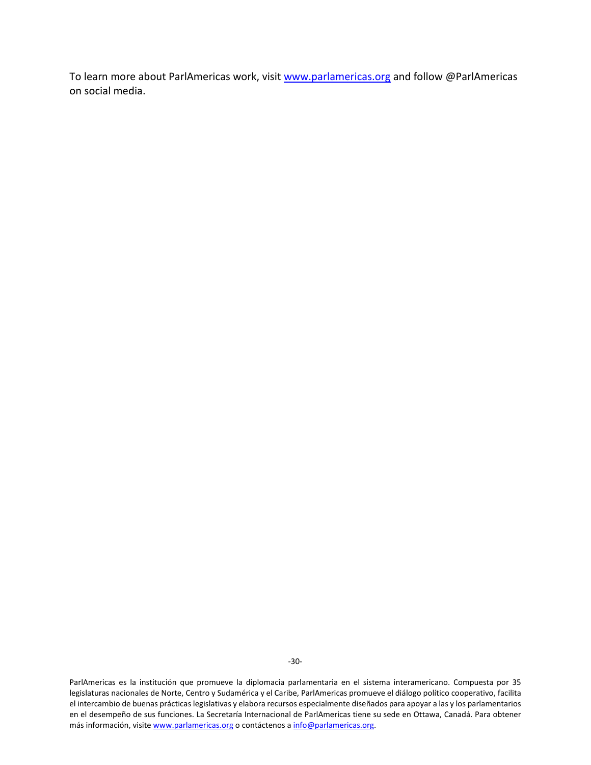To learn more about ParlAmericas work, visit [www.parlamericas.org](http://www.parlamericas.org) and follow @ParlAmericas on social media.

ParlAmericas es la institución que promueve la diplomacia parlamentaria en el sistema interamericano. Compuesta por 35 legislaturas nacionales de Norte, Centro y Sudamérica y el Caribe, ParlAmericas promueve el diálogo político cooperativo, facilita el intercambio de buenas prácticas legislativas y elabora recursos especialmente diseñados para apoyar a las y los parlamentarios en el desempeño de sus funciones. La Secretaría Internacional de ParlAmericas tiene su sede en Ottawa, Canadá. Para obtener más información, visite [www.parlamericas.org](http://www.parlamericas.org) o contáctenos a [info@parlamericas.org](mailto:info@parlamericas.org).